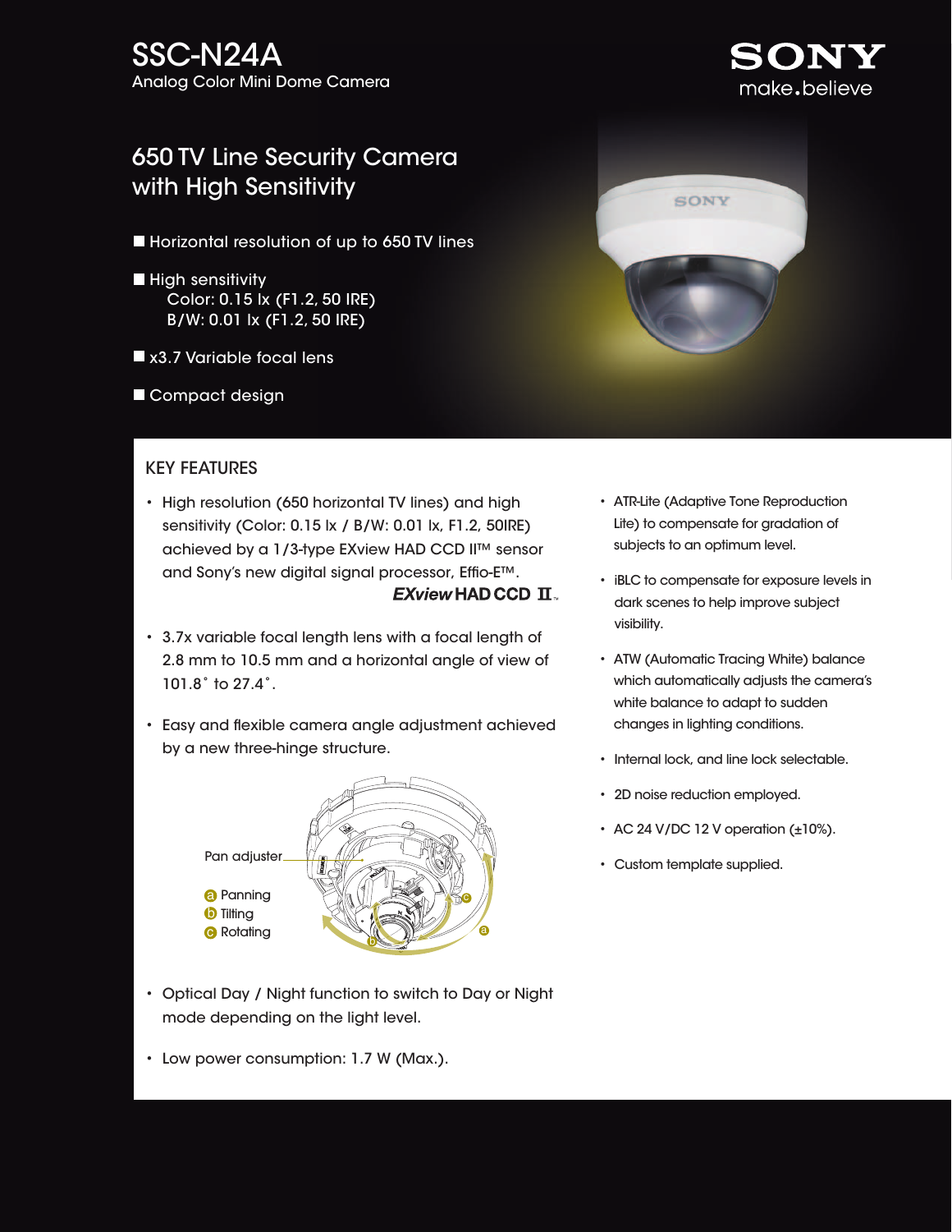# SSC-N24A

Analog Color Mini Dome Camera

SONY
make.believe

## 650 TV Line Security Camera with High Sensitivity

- Horizontal resolution of up to 650 TV lines
- High sensitivity
  Color: 0.15 lx (F1.2, 50 IRE)
  B/W: 0.01 lx (F1.2, 50 IRE)
- x3.7 Variable focal lens
- Compact design

## KEY FEATURES

- High resolution (650 horizontal TV lines) and high sensitivity (Color: 0.15 lx / B/W: 0.01 lx, F1.2, 50IRE) achieved by a 1/3-type EXview HAD CCD II™ sensor and Sony's new digital signal processor, Effio-E™.
- 3.7x variable focal length lens with a focal length of 2.8 mm to 10.5 mm and a horizontal angle of view of 101.8˚ to 27.4˚.
- Easy and flexible camera angle adjustment achieved by a new three-hinge structure.

Pan adjuster
a Panning
b Tilting
c Rotating

- Optical Day / Night function to switch to Day or Night mode depending on the light level.
- Low power consumption: 1.7 W (Max.).
- ATR-Lite (Adaptive Tone Reproduction Lite) to compensate for gradation of subjects to an optimum level.
- iBLC to compensate for exposure levels in dark scenes to help improve subject visibility.
- ATW (Automatic Tracing White) balance which automatically adjusts the camera's white balance to adapt to sudden changes in lighting conditions.
- Internal lock, and line lock selectable.
- 2D noise reduction employed.
- AC 24 V/DC 12 V operation (±10%).
- Custom template supplied.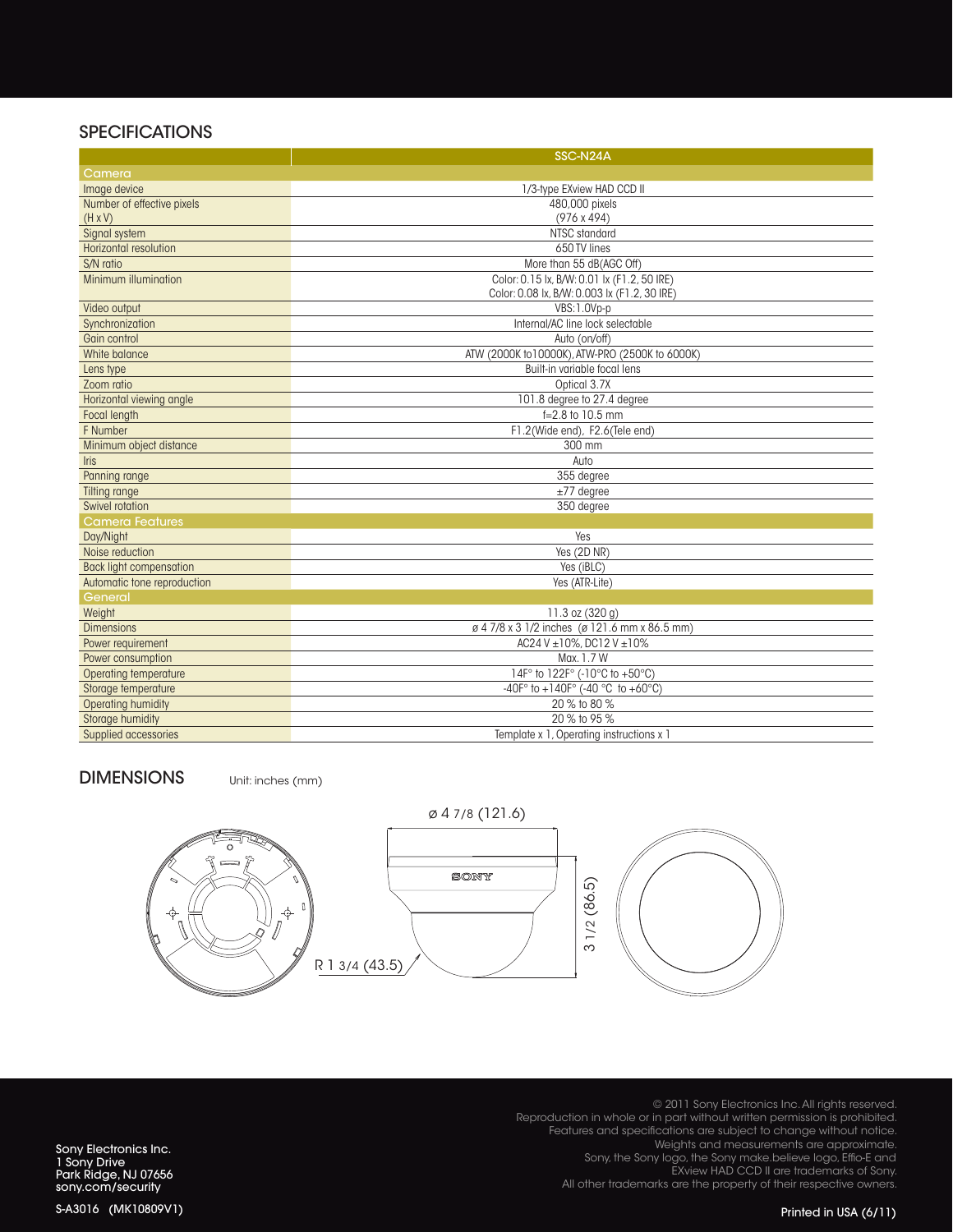## SPECIFICATIONS

| | SSC-N24A |
|---|---|
| **Camera** | |
| Image device | 1/3-type EXview HAD CCD II |
| Number of effective pixels (H x V) | 480,000 pixels (976 x 494) |
| Signal system | NTSC standard |
| Horizontal resolution | 650 TV lines |
| S/N ratio | More than 55 dB(AGC Off) |
| Minimum illumination | Color: 0.15 lx, B/W: 0.01 lx (F1.2, 50 IRE)<br>Color: 0.08 lx, B/W: 0.003 lx (F1.2, 30 IRE) |
| Video output | VBS:1.0Vp-p |
| Synchronization | Internal/AC line lock selectable |
| Gain control | Auto (on/off) |
| White balance | ATW (2000K to10000K), ATW-PRO (2500K to 6000K) |
| Lens type | Built-in variable focal lens |
| Zoom ratio | Optical 3.7X |
| Horizontal viewing angle | 101.8 degree to 27.4 degree |
| Focal length | f=2.8 to 10.5 mm |
| F Number | F1.2(Wide end), F2.6(Tele end) |
| Minimum object distance | 300 mm |
| Iris | Auto |
| Panning range | 355 degree |
| Tilting range | ±77 degree |
| Swivel rotation | 350 degree |
| **Camera Features** | |
| Day/Night | Yes |
| Noise reduction | Yes (2D NR) |
| Back light compensation | Yes (iBLC) |
| Automatic tone reproduction | Yes (ATR-Lite) |
| **General** | |
| Weight | 11.3 oz (320 g) |
| Dimensions | ø 4 7/8 x 3 1/2 inches (ø 121.6 mm x 86.5 mm) |
| Power requirement | AC24 V ±10%, DC12 V ±10% |
| Power consumption | Max. 1.7 W |
| Operating temperature | 14F° to 122F° (-10°C to +50°C) |
| Storage temperature | -40F° to +140F° (-40 °C to +60°C) |
| Operating humidity | 20 % to 80 % |
| Storage humidity | 20 % to 95 % |
| Supplied accessories | Template x 1, Operating instructions x 1 |

## DIMENSIONS

Unit: inches (mm)

ø 4 7/8 (121.6)

3 1/2 (86.5)

R 1 3/4 (43.5)

Sony Electronics Inc.
1 Sony Drive
Park Ridge, NJ 07656
sony.com/security

© 2011 Sony Electronics Inc. All rights reserved.
Reproduction in whole or in part without written permission is prohibited.
Features and specifications are subject to change without notice.
Weights and measurements are approximate.
Sony, the Sony logo, the Sony make.believe logo, Effio-E and EXview HAD CCD II are trademarks of Sony.
All other trademarks are the property of their respective owners.

S-A3016 (MK10809V1)

Printed in USA (6/11)